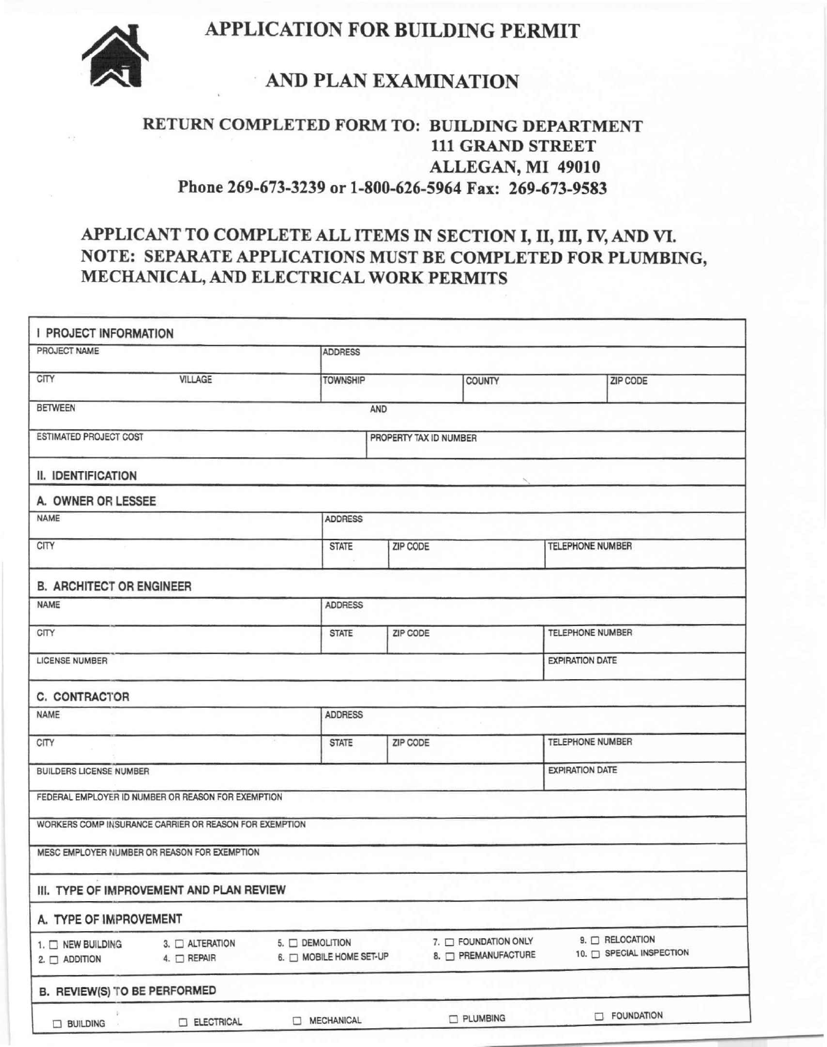# APPLICATION FOR BUILDING PERMIT

## AND PLAN EXAMINATION

**RETURN COMPLETED FORM TO: BUILDING DEPARTMENT**
**111 GRAND STREET**
**ALLEGAN, MI 49010**
**Phone 269-673-3239 or 1-800-626-5964 Fax: 269-673-9583**

**APPLICANT TO COMPLETE ALL ITEMS IN SECTION I, II, III, IV, AND VI.**
**NOTE: SEPARATE APPLICATIONS MUST BE COMPLETED FOR PLUMBING, MECHANICAL, AND ELECTRICAL WORK PERMITS**

### I PROJECT INFORMATION

| PROJECT NAME | | ADDRESS | | |
|---|---|---|---|---|
| CITY | VILLAGE | TOWNSHIP | COUNTY | ZIP CODE |
| BETWEEN | | AND | | |
| ESTIMATED PROJECT COST | | PROPERTY TAX ID NUMBER | | |

### II. IDENTIFICATION

#### A. OWNER OR LESSEE

| NAME | ADDRESS | | |
|---|---|---|---|
| CITY | STATE | ZIP CODE | TELEPHONE NUMBER |

#### B. ARCHITECT OR ENGINEER

| NAME | ADDRESS | | |
|---|---|---|---|
| CITY | STATE | ZIP CODE | TELEPHONE NUMBER |
| LICENSE NUMBER | | | EXPIRATION DATE |

#### C. CONTRACTOR

| NAME | ADDRESS | | |
|---|---|---|---|
| CITY | STATE | ZIP CODE | TELEPHONE NUMBER |
| BUILDERS LICENSE NUMBER | | | EXPIRATION DATE |
| FEDERAL EMPLOYER ID NUMBER OR REASON FOR EXEMPTION | | | |
| WORKERS COMP INSURANCE CARRIER OR REASON FOR EXEMPTION | | | |
| MESC EMPLOYER NUMBER OR REASON FOR EXEMPTION | | | |

### III. TYPE OF IMPROVEMENT AND PLAN REVIEW

#### A. TYPE OF IMPROVEMENT

- 1. ☐ NEW BUILDING
- 2. ☐ ADDITION
- 3. ☐ ALTERATION
- 4. ☐ REPAIR
- 5. ☐ DEMOLITION
- 6. ☐ MOBILE HOME SET-UP
- 7. ☐ FOUNDATION ONLY
- 8. ☐ PREMANUFACTURE
- 9. ☐ RELOCATION
- 10. ☐ SPECIAL INSPECTION

#### B. REVIEW(S) TO BE PERFORMED

☐ BUILDING ☐ ELECTRICAL ☐ MECHANICAL ☐ PLUMBING ☐ FOUNDATION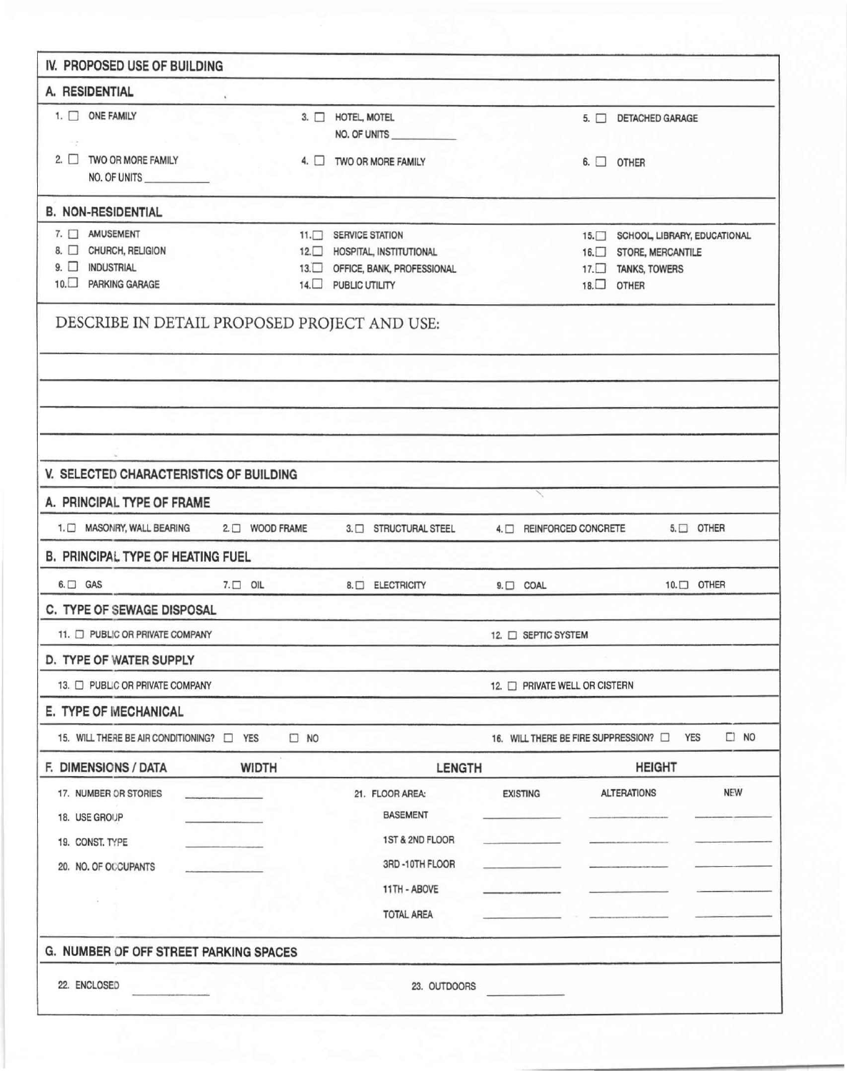## IV. PROPOSED USE OF BUILDING

### A. RESIDENTIAL

1. ☐ ONE FAMILY
2. ☐ TWO OR MORE FAMILY
   NO. OF UNITS ____________
3. ☐ HOTEL, MOTEL
   NO. OF UNITS ____________
4. ☐ TWO OR MORE FAMILY
5. ☐ DETACHED GARAGE
6. ☐ OTHER

### B. NON-RESIDENTIAL

7. ☐ AMUSEMENT
8. ☐ CHURCH, RELIGION
9. ☐ INDUSTRIAL
10. ☐ PARKING GARAGE
11. ☐ SERVICE STATION
12. ☐ HOSPITAL, INSTITUTIONAL
13. ☐ OFFICE, BANK, PROFESSIONAL
14. ☐ PUBLIC UTILITY
15. ☐ SCHOOL, LIBRARY, EDUCATIONAL
16. ☐ STORE, MERCANTILE
17. ☐ TANKS, TOWERS
18. ☐ OTHER

DESCRIBE IN DETAIL PROPOSED PROJECT AND USE:

______________________________________________

______________________________________________

______________________________________________

______________________________________________

## V. SELECTED CHARACTERISTICS OF BUILDING

### A. PRINCIPAL TYPE OF FRAME

1. ☐ MASONRY, WALL BEARING
2. ☐ WOOD FRAME
3. ☐ STRUCTURAL STEEL
4. ☐ REINFORCED CONCRETE
5. ☐ OTHER

### B. PRINCIPAL TYPE OF HEATING FUEL

6. ☐ GAS
7. ☐ OIL
8. ☐ ELECTRICITY
9. ☐ COAL
10. ☐ OTHER

### C. TYPE OF SEWAGE DISPOSAL

11. ☐ PUBLIC OR PRIVATE COMPANY
12. ☐ SEPTIC SYSTEM

### D. TYPE OF WATER SUPPLY

13. ☐ PUBLIC OR PRIVATE COMPANY
12. ☐ PRIVATE WELL OR CISTERN

### E. TYPE OF MECHANICAL

15. WILL THERE BE AIR CONDITIONING? ☐ YES ☐ NO
16. WILL THERE BE FIRE SUPPRESSION? ☐ YES ☐ NO

### F. DIMENSIONS / DATA

WIDTH ____________ LENGTH ____________ HEIGHT ____________

17. NUMBER OR STORIES ____________
18. USE GROUP ____________
19. CONST. TYPE ____________
20. NO. OF OCCUPANTS ____________

21. FLOOR AREA:

| | EXISTING | ALTERATIONS | NEW |
|---|---|---|---|
| BASEMENT | | | |
| 1ST & 2ND FLOOR | | | |
| 3RD -10TH FLOOR | | | |
| 11TH - ABOVE | | | |
| TOTAL AREA | | | |

### G. NUMBER OF OFF STREET PARKING SPACES

22. ENCLOSED ____________
23. OUTDOORS ____________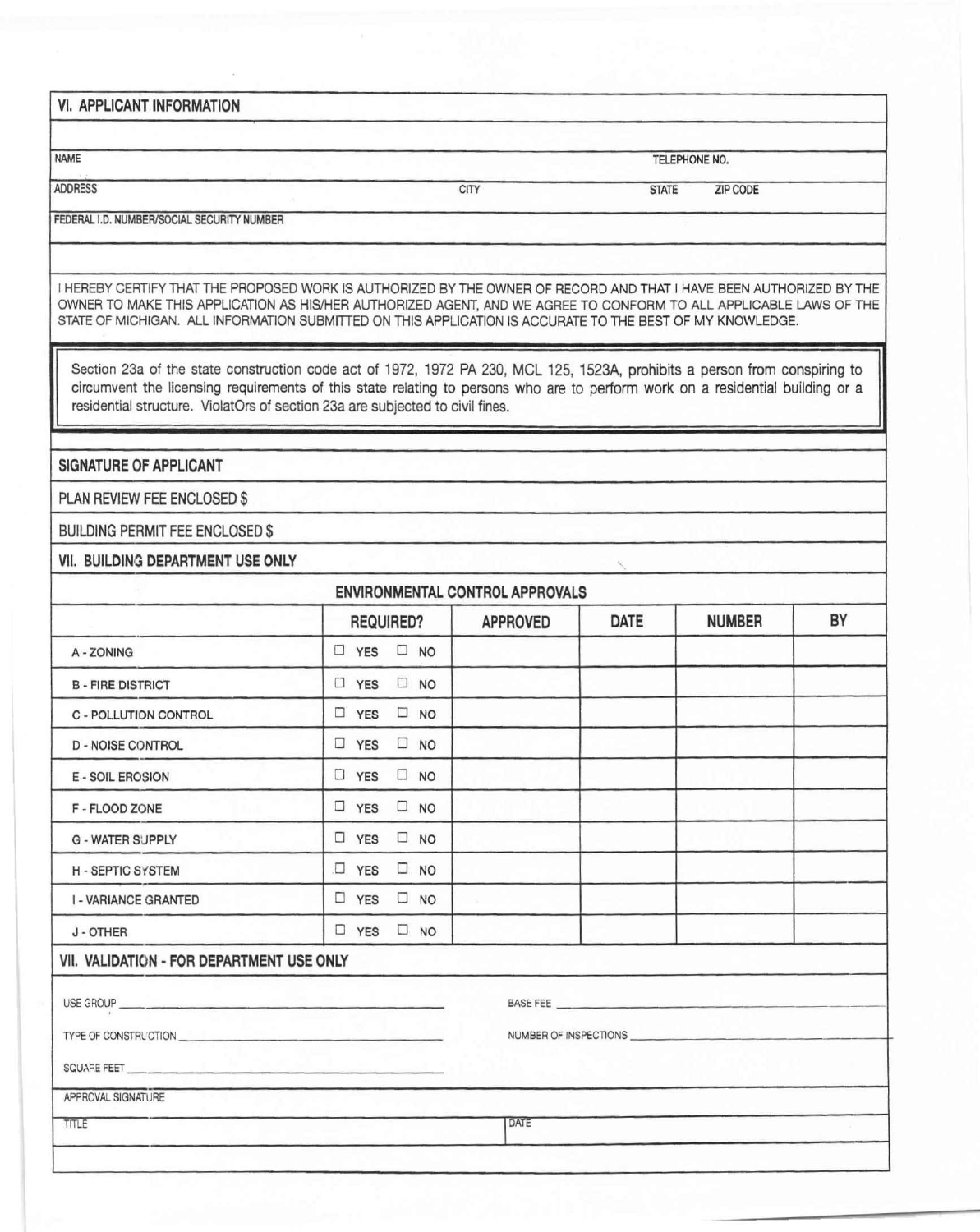## VI. APPLICANT INFORMATION

NAME | TELEPHONE NO.

ADDRESS | CITY | STATE | ZIP CODE

FEDERAL I.D. NUMBER/SOCIAL SECURITY NUMBER

I HEREBY CERTIFY THAT THE PROPOSED WORK IS AUTHORIZED BY THE OWNER OF RECORD AND THAT I HAVE BEEN AUTHORIZED BY THE OWNER TO MAKE THIS APPLICATION AS HIS/HER AUTHORIZED AGENT, AND WE AGREE TO CONFORM TO ALL APPLICABLE LAWS OF THE STATE OF MICHIGAN. ALL INFORMATION SUBMITTED ON THIS APPLICATION IS ACCURATE TO THE BEST OF MY KNOWLEDGE.

> Section 23a of the state construction code act of 1972, 1972 PA 230, MCL 125, 1523A, prohibits a person from conspiring to circumvent the licensing requirements of this state relating to persons who are to perform work on a residential building or a residential structure. ViolatOrs of section 23a are subjected to civil fines.

**SIGNATURE OF APPLICANT**

**PLAN REVIEW FEE ENCLOSED $**

**BUILDING PERMIT FEE ENCLOSED $**

## VII. BUILDING DEPARTMENT USE ONLY

**ENVIRONMENTAL CONTROL APPROVALS**

| | REQUIRED? | APPROVED | DATE | NUMBER | BY |
|---|---|---|---|---|---|
| A - ZONING | ☐ YES ☐ NO | | | | |
| B - FIRE DISTRICT | ☐ YES ☐ NO | | | | |
| C - POLLUTION CONTROL | ☐ YES ☐ NO | | | | |
| D - NOISE CONTROL | ☐ YES ☐ NO | | | | |
| E - SOIL EROSION | ☐ YES ☐ NO | | | | |
| F - FLOOD ZONE | ☐ YES ☐ NO | | | | |
| G - WATER SUPPLY | ☐ YES ☐ NO | | | | |
| H - SEPTIC SYSTEM | ☐ YES ☐ NO | | | | |
| I - VARIANCE GRANTED | ☐ YES ☐ NO | | | | |
| J - OTHER | ☐ YES ☐ NO | | | | |

## VII. VALIDATION - FOR DEPARTMENT USE ONLY

USE GROUP ______________________ BASE FEE ______________________

TYPE OF CONSTRUCTION ______________________ NUMBER OF INSPECTIONS ______________________

SQUARE FEET ______________________

APPROVAL SIGNATURE

TITLE | DATE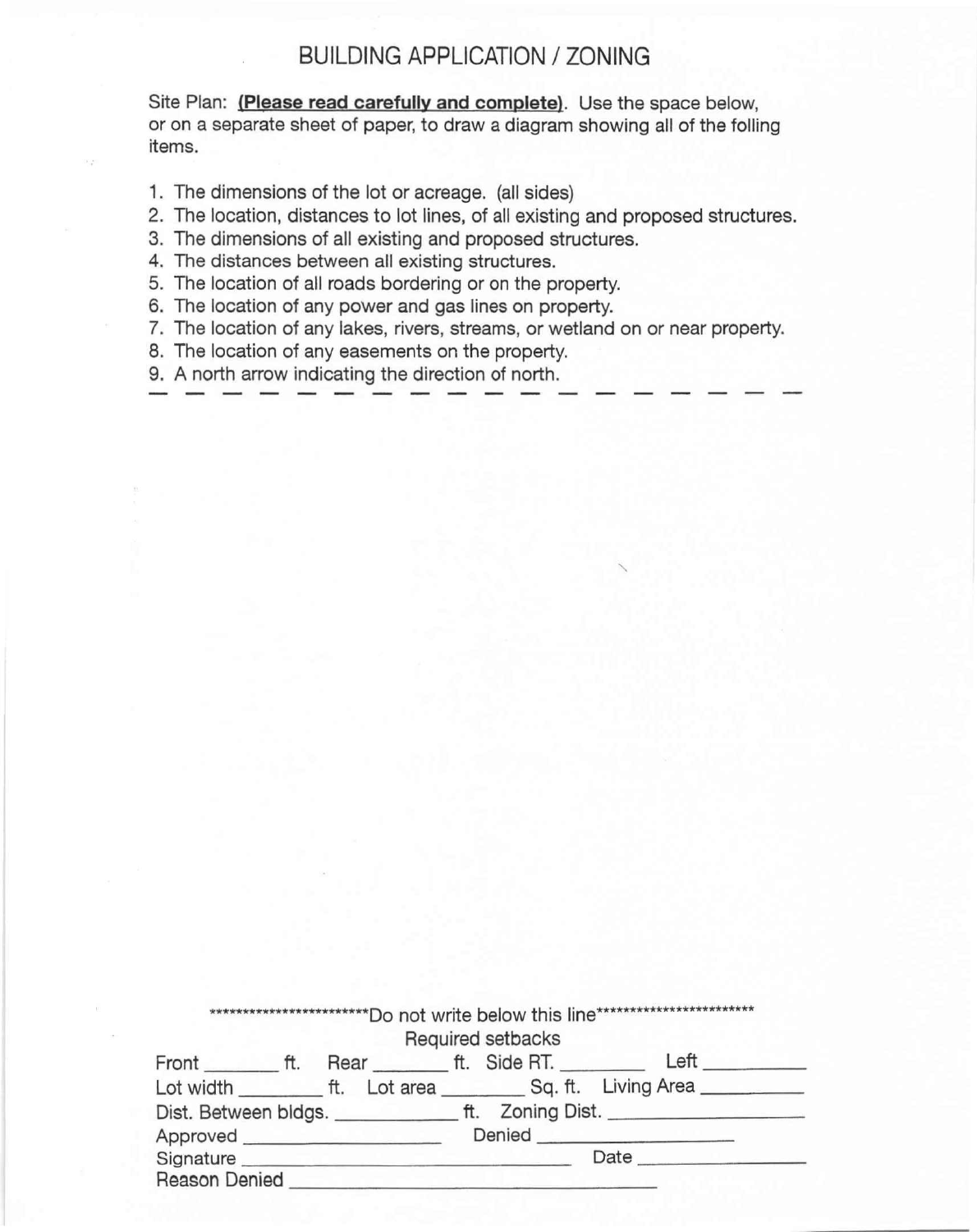# BUILDING APPLICATION / ZONING

Site Plan: **(Please read carefully and complete)**. Use the space below, or on a separate sheet of paper, to draw a diagram showing all of the folling items.

1. The dimensions of the lot or acreage. (all sides)
2. The location, distances to lot lines, of all existing and proposed structures.
3. The dimensions of all existing and proposed structures.
4. The distances between all existing structures.
5. The location of all roads bordering or on the property.
6. The location of any power and gas lines on property.
7. The location of any lakes, rivers, streams, or wetland on or near property.
8. The location of any easements on the property.
9. A north arrow indicating the direction of north.

— — — — — — — — — — — — — — — — —

************************Do not write below this line************************

Required setbacks

Front _______ ft. Rear _______ ft. Side RT. ________ Left __________

Lot width ________ ft. Lot area ________ Sq. ft. Living Area __________

Dist. Between bldgs. ____________ ft. Zoning Dist. __________________

Approved ___________________ Denied ___________________

Signature ________________________________ Date ________________

Reason Denied ________________________________